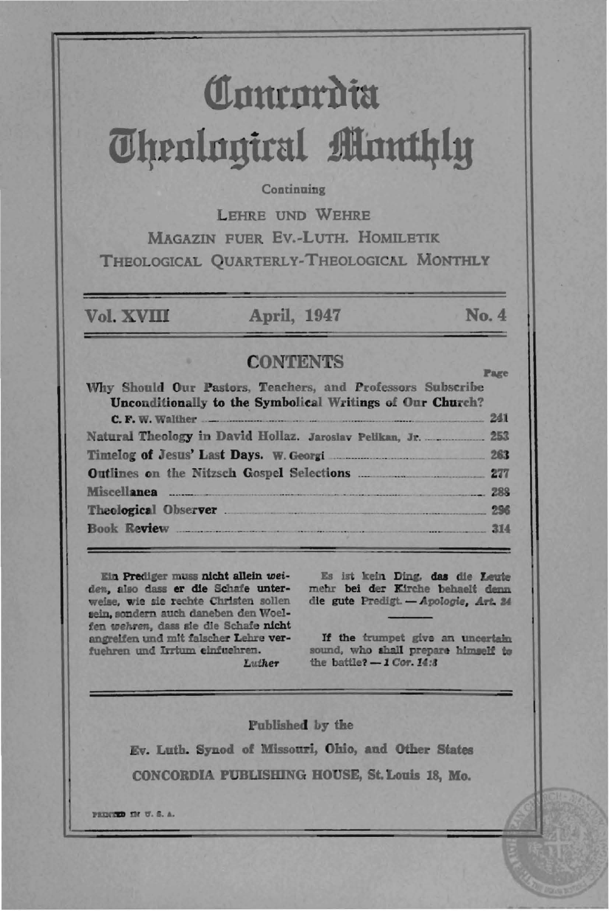# Concordia Theological Monthly

Continuing

LEHRE UND WEHRE

MAGAZIN FUER EV.-LUTH. HOMILETIK

THEOLOGICAL QUARTERLY-THEOLOGICAL MONTHLY

**Vol. XVIII** **April, 1947** **No. 4**

## CONTENTS

| | Page |
|---|---|
| Why Should Our Pastors, Teachers, and Professors Subscribe Unconditionally to the Symbolical Writings of Our Church? C. F. W. Walther | 241 |
| Natural Theology in David Hollaz. Jaroslav Pelikan, Jr. | 253 |
| Timelog of Jesus' Last Days. W. Georgi | 263 |
| Outlines on the Nitzsch Gospel Selections | 277 |
| Miscellanea | 288 |
| Theological Observer | 296 |
| Book Review | 314 |

Ein Prediger muss nicht allein *weiden*, also dass er die Schafe unterweise, wie sie rechte Christen sollen sein, sondern auch daneben den Woelfen *wehren*, dass sie die Schafe nicht angreifen und mit falscher Lehre verfuehren und Irrtum einfuehren.
*Luther*

Es ist kein Ding, das die Leute mehr bei der Kirche behaelt denn die gute Predigt. — *Apologie, Art. 24*

If the trumpet give an uncertain sound, who shall prepare himself to the battle? — *1 Cor. 14:8*

Published by the

Ev. Luth. Synod of Missouri, Ohio, and Other States

CONCORDIA PUBLISHING HOUSE, St. Louis 18, Mo.

PRINTED IN U. S. A.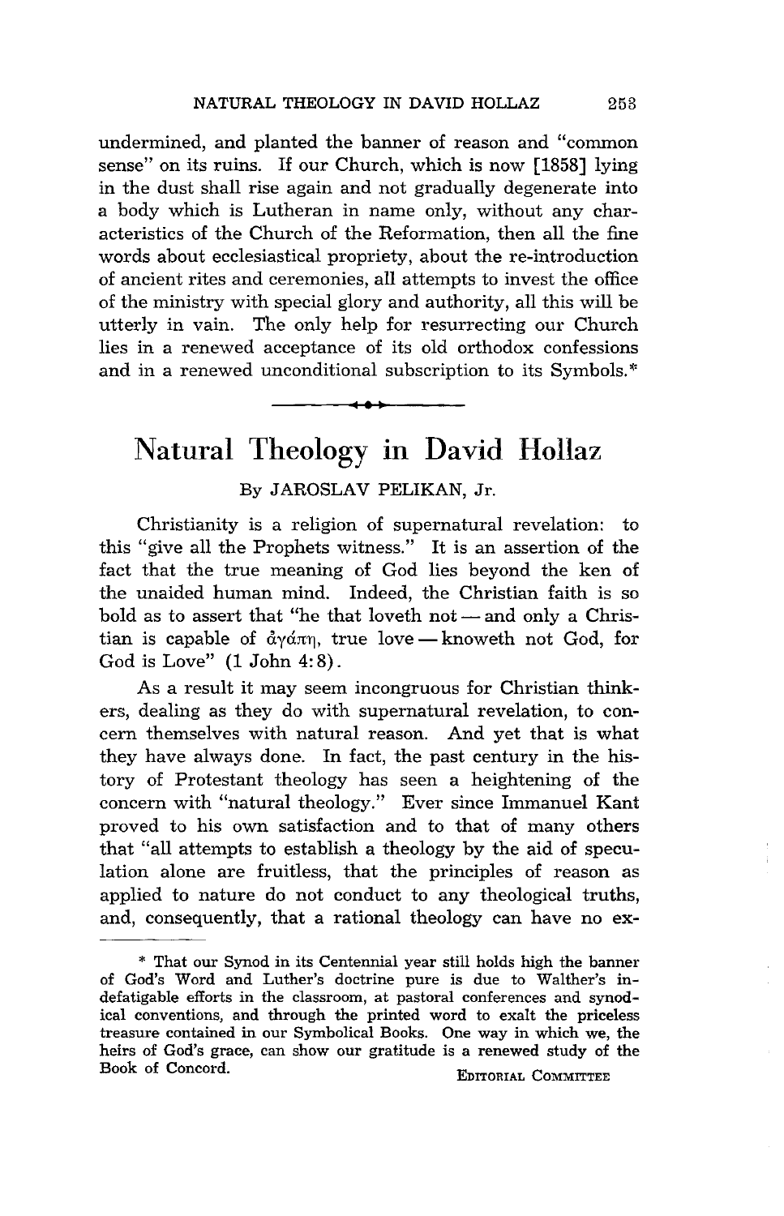undermined, and planted the banner of reason and "common sense" on its ruins. If our Church, which is now [1858] lying in the dust shall rise again and not gradually degenerate into a body which is Lutheran in name only, without any characteristics of the Church of the Reformation, then all the fine words about ecclesiastical propriety, about the re-introduction of ancient rites and ceremonies, all attempts to invest the office of the ministry with special glory and authority, all this will be utterly in vain. The only help for resurrecting our Church lies in a renewed acceptance of its old orthodox confessions and in a renewed unconditional subscription to its Symbols.*

---

# Natural Theology in David Hollaz

By JAROSLAV PELIKAN, Jr.

Christianity is a religion of supernatural revelation: to this "give all the Prophets witness." It is an assertion of the fact that the true meaning of God lies beyond the ken of the unaided human mind. Indeed, the Christian faith is so bold as to assert that "he that loveth not — and only a Christian is capable of ἀγάπη, true love — knoweth not God, for God is Love" (1 John 4:8).

As a result it may seem incongruous for Christian thinkers, dealing as they do with supernatural revelation, to concern themselves with natural reason. And yet that is what they have always done. In fact, the past century in the history of Protestant theology has seen a heightening of the concern with "natural theology." Ever since Immanuel Kant proved to his own satisfaction and to that of many others that "all attempts to establish a theology by the aid of speculation alone are fruitless, that the principles of reason as applied to nature do not conduct to any theological truths, and, consequently, that a rational theology can have no ex-

---

* That our Synod in its Centennial year still holds high the banner of God's Word and Luther's doctrine pure is due to Walther's indefatigable efforts in the classroom, at pastoral conferences and synodical conventions, and through the printed word to exalt the priceless treasure contained in our Symbolical Books. One way in which we, the heirs of God's grace, can show our gratitude is a renewed study of the Book of Concord.

EDITORIAL COMMITTEE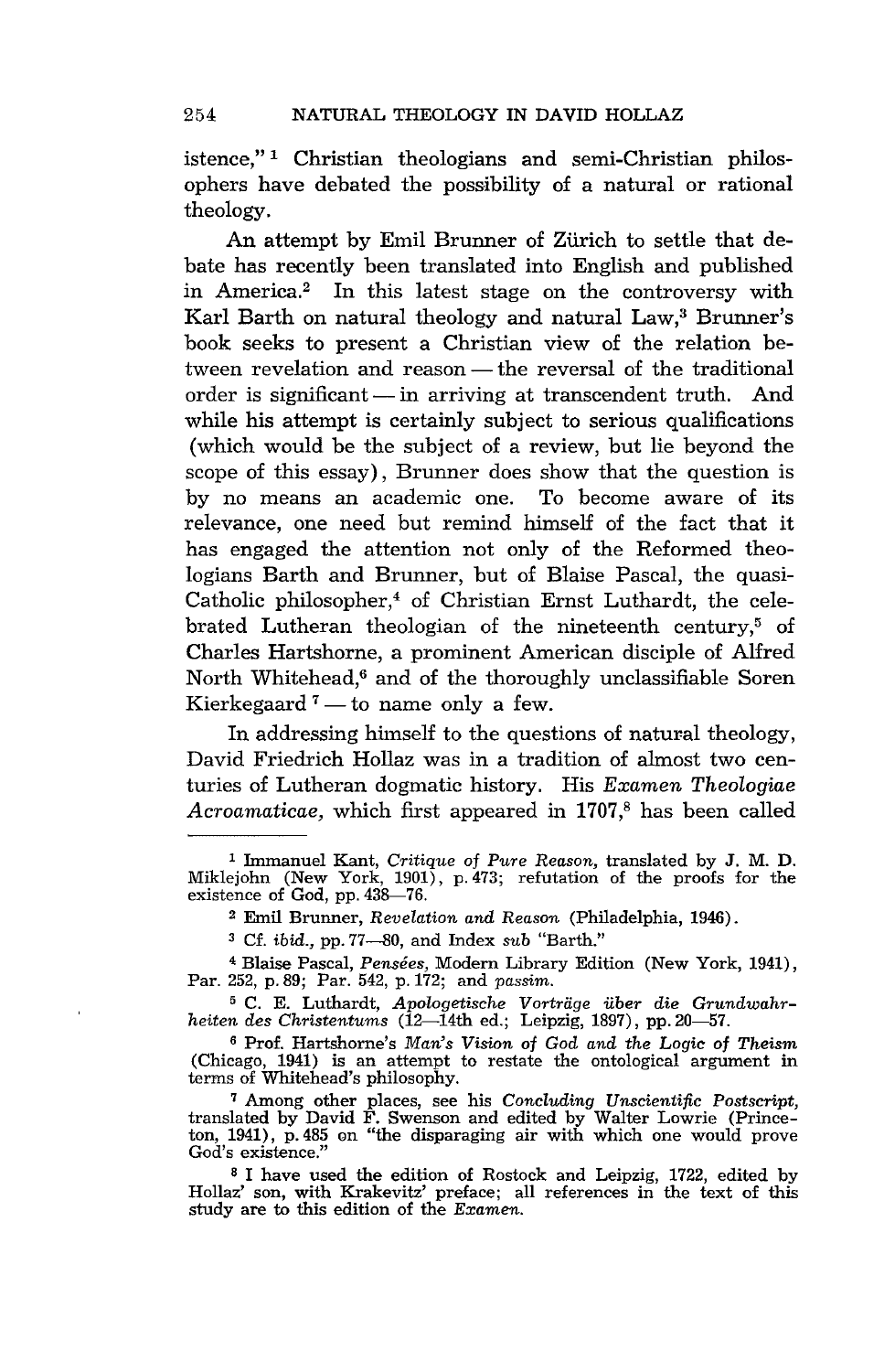istence," [1] Christian theologians and semi-Christian philosophers have debated the possibility of a natural or rational theology.

An attempt by Emil Brunner of Zürich to settle that debate has recently been translated into English and published in America.[2] In this latest stage on the controversy with Karl Barth on natural theology and natural Law,[3] Brunner's book seeks to present a Christian view of the relation between revelation and reason — the reversal of the traditional order is significant — in arriving at transcendent truth. And while his attempt is certainly subject to serious qualifications (which would be the subject of a review, but lie beyond the scope of this essay), Brunner does show that the question is by no means an academic one. To become aware of its relevance, one need but remind himself of the fact that it has engaged the attention not only of the Reformed theologians Barth and Brunner, but of Blaise Pascal, the quasi-Catholic philosopher,[4] of Christian Ernst Luthardt, the celebrated Lutheran theologian of the nineteenth century,[5] of Charles Hartshorne, a prominent American disciple of Alfred North Whitehead,[6] and of the thoroughly unclassifiable Soren Kierkegaard [7] — to name only a few.

In addressing himself to the questions of natural theology, David Friedrich Hollaz was in a tradition of almost two centuries of Lutheran dogmatic history. His *Examen Theologiae Acroamaticae,* which first appeared in 1707,[8] has been called

---

[1] Immanuel Kant, *Critique of Pure Reason,* translated by J. M. D. Miklejohn (New York, 1901), p. 473; refutation of the proofs for the existence of God, pp. 438—76.

[2] Emil Brunner, *Revelation and Reason* (Philadelphia, 1946).

[3] Cf. *ibid.,* pp. 77—80, and Index *sub* "Barth."

[4] Blaise Pascal, *Pensées,* Modern Library Edition (New York, 1941), Par. 252, p. 89; Par. 542, p. 172; and *passim.*

[5] C. E. Luthardt, *Apologetische Vorträge über die Grundwahrheiten des Christentums* (12—14th ed.; Leipzig, 1897), pp. 20—57.

[6] Prof. Hartshorne's *Man's Vision of God and the Logic of Theism* (Chicago, 1941) is an attempt to restate the ontological argument in terms of Whitehead's philosophy.

[7] Among other places, see his *Concluding Unscientific Postscript,* translated by David F. Swenson and edited by Walter Lowrie (Princeton, 1941), p. 485 on "the disparaging air with which one would prove God's existence."

[8] I have used the edition of Rostock and Leipzig, 1722, edited by Hollaz' son, with Krakevitz' preface; all references in the text of this study are to this edition of the *Examen.*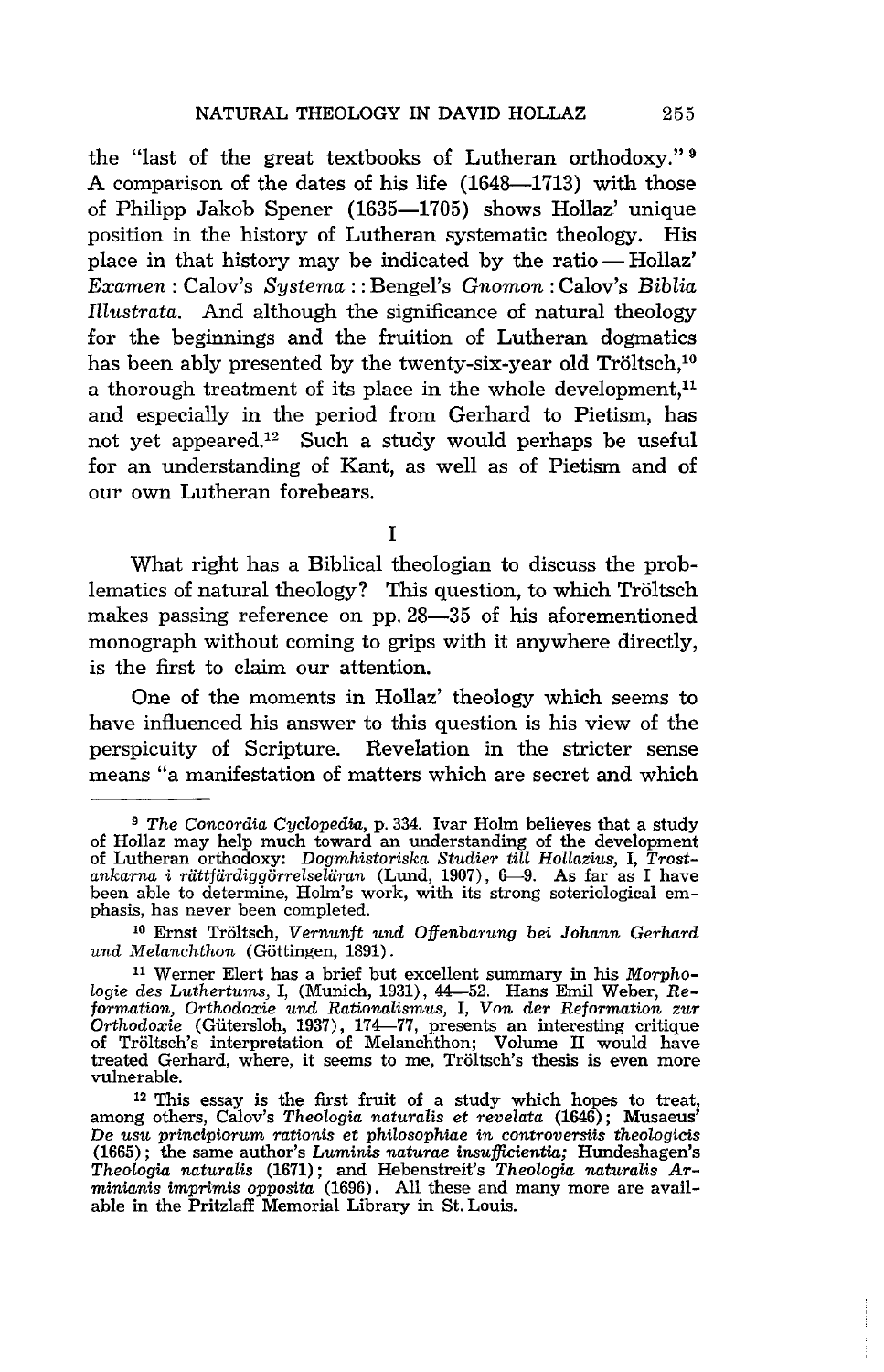the "last of the great textbooks of Lutheran orthodoxy." [9] A comparison of the dates of his life (1648—1713) with those of Philipp Jakob Spener (1635—1705) shows Hollaz' unique position in the history of Lutheran systematic theology. His place in that history may be indicated by the ratio — Hollaz' *Examen* : Calov's *Systema* : : Bengel's *Gnomon* : Calov's *Biblia Illustrata*. And although the significance of natural theology for the beginnings and the fruition of Lutheran dogmatics has been ably presented by the twenty-six-year old Tröltsch,[10] a thorough treatment of its place in the whole development,[11] and especially in the period from Gerhard to Pietism, has not yet appeared.[12] Such a study would perhaps be useful for an understanding of Kant, as well as of Pietism and of our own Lutheran forebears.

## I

What right has a Biblical theologian to discuss the problematics of natural theology? This question, to which Tröltsch makes passing reference on pp. 28—35 of his aforementioned monograph without coming to grips with it anywhere directly, is the first to claim our attention.

One of the moments in Hollaz' theology which seems to have influenced his answer to this question is his view of the perspicuity of Scripture. Revelation in the stricter sense means "a manifestation of matters which are secret and which

---

[9] *The Concordia Cyclopedia*, p. 334. Ivar Holm believes that a study of Hollaz may help much toward an understanding of the development of Lutheran orthodoxy: *Dogmhistoriska Studier till Hollazius, I, Trostankarna i rättfärdiggörrelseläran* (Lund, 1907), 6—9. As far as I have been able to determine, Holm's work, with its strong soteriological emphasis, has never been completed.

[10] Ernst Tröltsch, *Vernunft und Offenbarung bei Johann Gerhard und Melanchthon* (Göttingen, 1891).

[11] Werner Elert has a brief but excellent summary in his *Morphologie des Luthertums*, I, (Munich, 1931), 44—52. Hans Emil Weber, *Reformation, Orthodoxie und Rationalismus*, I, *Von der Reformation zur Orthodoxie* (Gütersloh, 1937), 174—77, presents an interesting critique of Tröltsch's interpretation of Melanchthon; Volume II would have treated Gerhard, where, it seems to me, Tröltsch's thesis is even more vulnerable.

[12] This essay is the first fruit of a study which hopes to treat, among others, Calov's *Theologia naturalis et revelata* (1646); Musaeus' *De usu principiorum rationis et philosophiae in controversiis theologicis* (1665); the same author's *Luminis naturae insufficientia;* Hundeshagen's *Theologia naturalis* (1671); and Hebenstreit's *Theologia naturalis Arminianis imprimis opposita* (1696). All these and many more are available in the Pritzlaff Memorial Library in St. Louis.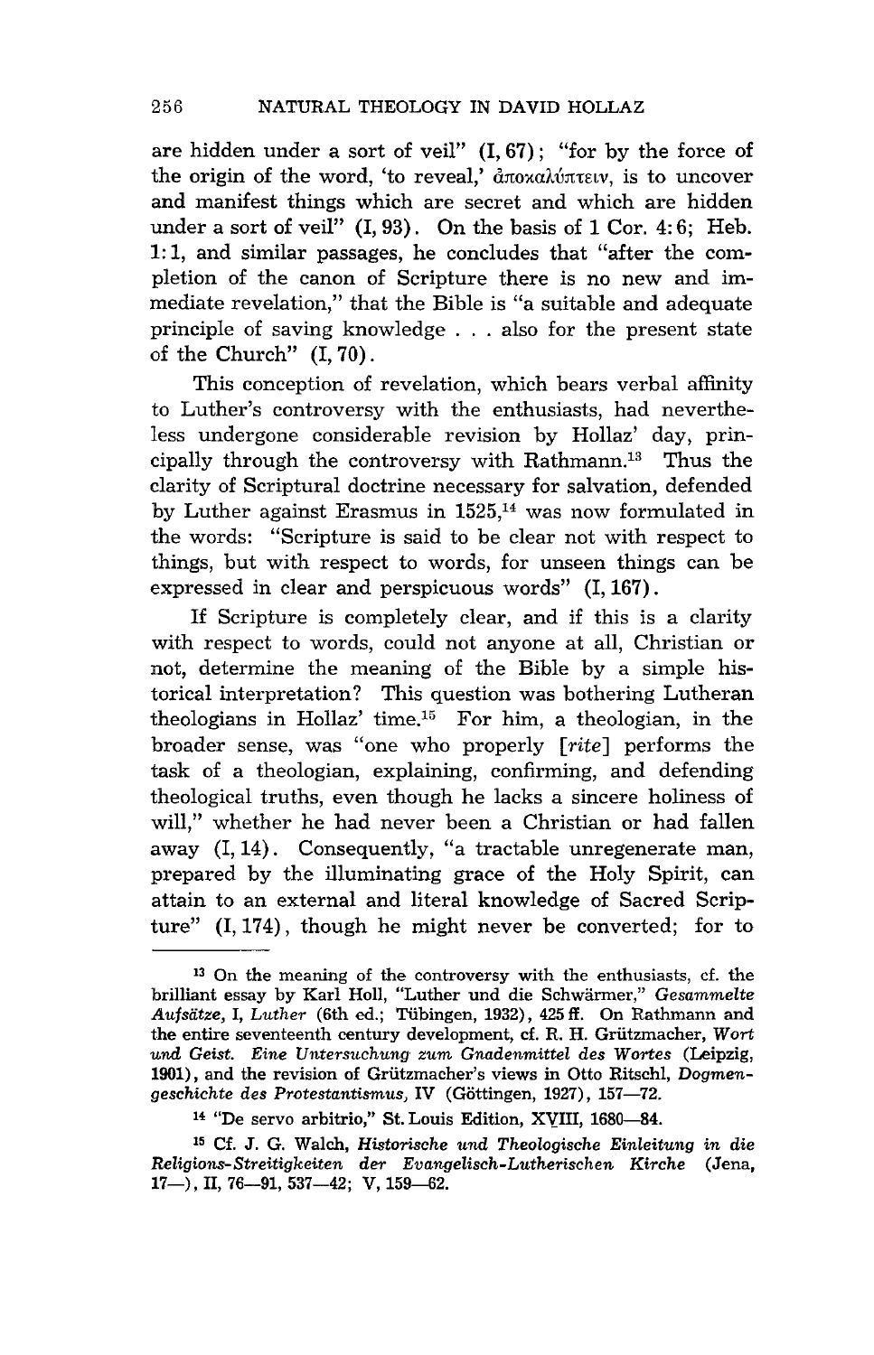are hidden under a sort of veil" (I, 67); "for by the force of the origin of the word, 'to reveal,' ἀποκαλύπτειν, is to uncover and manifest things which are secret and which are hidden under a sort of veil" (I, 93). On the basis of 1 Cor. 4:6; Heb. 1:1, and similar passages, he concludes that "after the completion of the canon of Scripture there is no new and immediate revelation," that the Bible is "a suitable and adequate principle of saving knowledge . . . also for the present state of the Church" (I, 70).

This conception of revelation, which bears verbal affinity to Luther's controversy with the enthusiasts, had nevertheless undergone considerable revision by Hollaz' day, principally through the controversy with Rathmann.[13] Thus the clarity of Scriptural doctrine necessary for salvation, defended by Luther against Erasmus in 1525,[14] was now formulated in the words: "Scripture is said to be clear not with respect to things, but with respect to words, for unseen things can be expressed in clear and perspicuous words" (I, 167).

If Scripture is completely clear, and if this is a clarity with respect to words, could not anyone at all, Christian or not, determine the meaning of the Bible by a simple historical interpretation? This question was bothering Lutheran theologians in Hollaz' time.[15] For him, a theologian, in the broader sense, was "one who properly [*rite*] performs the task of a theologian, explaining, confirming, and defending theological truths, even though he lacks a sincere holiness of will," whether he had never been a Christian or had fallen away (I, 14). Consequently, "a tractable unregenerate man, prepared by the illuminating grace of the Holy Spirit, can attain to an external and literal knowledge of Sacred Scripture" (I, 174), though he might never be converted; for to

---

[13] On the meaning of the controversy with the enthusiasts, cf. the brilliant essay by Karl Holl, "Luther und die Schwärmer," *Gesammelte Aufsätze, I, Luther* (6th ed.; Tübingen, 1932), 425 ff. On Rathmann and the entire seventeenth century development, cf. R. H. Grützmacher, *Wort und Geist. Eine Untersuchung zum Gnadenmittel des Wortes* (Leipzig, 1901), and the revision of Grützmacher's views in Otto Ritschl, *Dogmengeschichte des Protestantismus,* IV (Göttingen, 1927), 157—72.

[14] "De servo arbitrio," St. Louis Edition, XVIII, 1680—84.

[15] Cf. J. G. Walch, *Historische und Theologische Einleitung in die Religions-Streitigkeiten der Evangelisch-Lutherischen Kirche* (Jena, 17—), II, 76—91, 537—42; V, 159—62.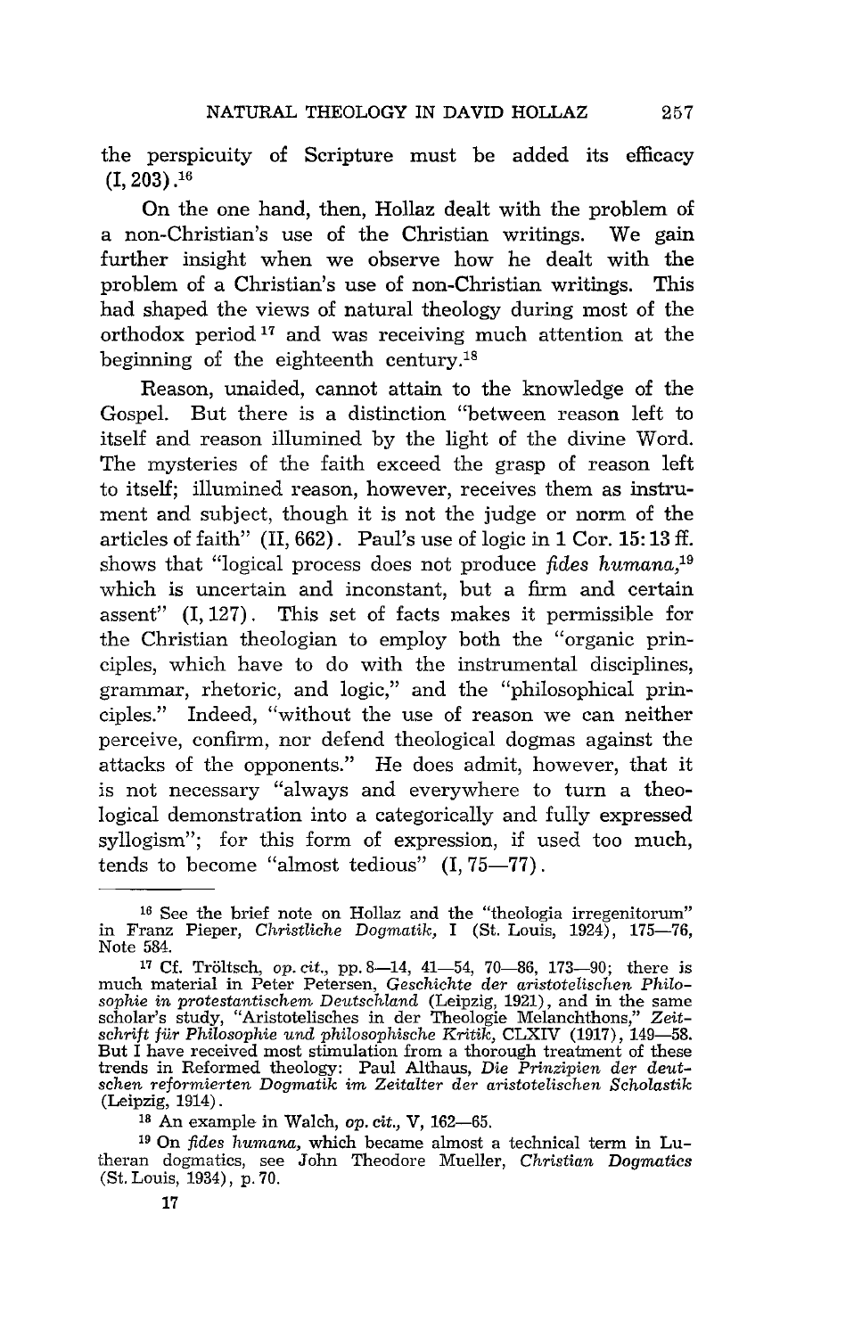the perspicuity of Scripture must be added its efficacy (I, 203).[16]

On the one hand, then, Hollaz dealt with the problem of a non-Christian's use of the Christian writings. We gain further insight when we observe how he dealt with the problem of a Christian's use of non-Christian writings. This had shaped the views of natural theology during most of the orthodox period[17] and was receiving much attention at the beginning of the eighteenth century.[18]

Reason, unaided, cannot attain to the knowledge of the Gospel. But there is a distinction "between reason left to itself and reason illumined by the light of the divine Word. The mysteries of the faith exceed the grasp of reason left to itself; illumined reason, however, receives them as instrument and subject, though it is not the judge or norm of the articles of faith" (II, 662). Paul's use of logic in 1 Cor. 15:13 ff. shows that "logical process does not produce *fides humana*,[19] which is uncertain and inconstant, but a firm and certain assent" (I, 127). This set of facts makes it permissible for the Christian theologian to employ both the "organic principles, which have to do with the instrumental disciplines, grammar, rhetoric, and logic," and the "philosophical principles." Indeed, "without the use of reason we can neither perceive, confirm, nor defend theological dogmas against the attacks of the opponents." He does admit, however, that it is not necessary "always and everywhere to turn a theological demonstration into a categorically and fully expressed syllogism"; for this form of expression, if used too much, tends to become "almost tedious" (I, 75—77).

---

[16] See the brief note on Hollaz and the "theologia irregenitorum" in Franz Pieper, *Christliche Dogmatik*, I (St. Louis, 1924), 175—76, Note 584.

[17] Cf. Tröltsch, *op. cit.*, pp. 8—14, 41—54, 70—86, 173—90; there is much material in Peter Petersen, *Geschichte der aristotelischen Philosophie in protestantischem Deutschland* (Leipzig, 1921), and in the same scholar's study, "Aristotelisches in der Theologie Melanchthons," *Zeitschrift für Philosophie und philosophische Kritik*, CLXIV (1917), 149—58. But I have received most stimulation from a thorough treatment of these trends in Reformed theology: Paul Althaus, *Die Prinzipien der deutschen reformierten Dogmatik im Zeitalter der aristotelischen Scholastik* (Leipzig, 1914).

[18] An example in Walch, *op. cit.*, V, 162—65.

[19] On *fides humana*, which became almost a technical term in Lutheran dogmatics, see John Theodore Mueller, *Christian Dogmatics* (St. Louis, 1934), p. 70.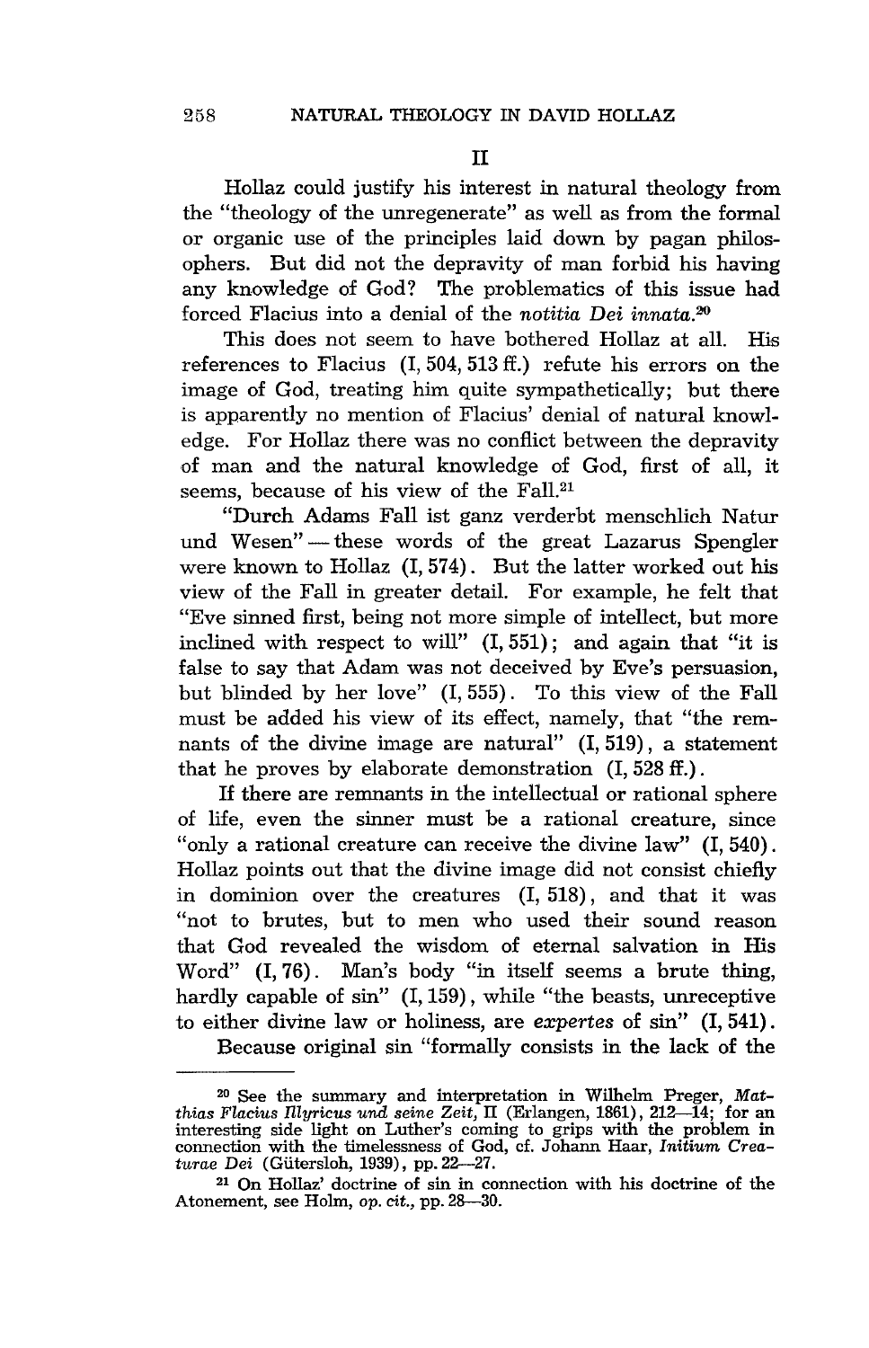## II

Hollaz could justify his interest in natural theology from the "theology of the unregenerate" as well as from the formal or organic use of the principles laid down by pagan philosophers. But did not the depravity of man forbid his having any knowledge of God? The problematics of this issue had forced Flacius into a denial of the *notitia Dei innata*.[20]

This does not seem to have bothered Hollaz at all. His references to Flacius (I, 504, 513 ff.) refute his errors on the image of God, treating him quite sympathetically; but there is apparently no mention of Flacius' denial of natural knowledge. For Hollaz there was no conflict between the depravity of man and the natural knowledge of God, first of all, it seems, because of his view of the Fall.[21]

"Durch Adams Fall ist ganz verderbt menschlich Natur und Wesen" — these words of the great Lazarus Spengler were known to Hollaz (I, 574). But the latter worked out his view of the Fall in greater detail. For example, he felt that "Eve sinned first, being not more simple of intellect, but more inclined with respect to will" (I, 551); and again that "it is false to say that Adam was not deceived by Eve's persuasion, but blinded by her love" (I, 555). To this view of the Fall must be added his view of its effect, namely, that "the remnants of the divine image are natural" (I, 519), a statement that he proves by elaborate demonstration (I, 528 ff.).

If there are remnants in the intellectual or rational sphere of life, even the sinner must be a rational creature, since "only a rational creature can receive the divine law" (I, 540). Hollaz points out that the divine image did not consist chiefly in dominion over the creatures (I, 518), and that it was "not to brutes, but to men who used their sound reason that God revealed the wisdom of eternal salvation in His Word" (I, 76). Man's body "in itself seems a brute thing, hardly capable of sin" (I, 159), while "the beasts, unreceptive to either divine law or holiness, are *expertes* of sin" (I, 541).

Because original sin "formally consists in the lack of the

---

[20] See the summary and interpretation in Wilhelm Preger, *Matthias Flacius Illyricus und seine Zeit*, II (Erlangen, 1861), 212—14; for an interesting side light on Luther's coming to grips with the problem in connection with the timelessness of God, cf. Johann Haar, *Initium Creaturae Dei* (Gütersloh, 1939), pp. 22—27.

[21] On Hollaz' doctrine of sin in connection with his doctrine of the Atonement, see Holm, *op. cit.*, pp. 28—30.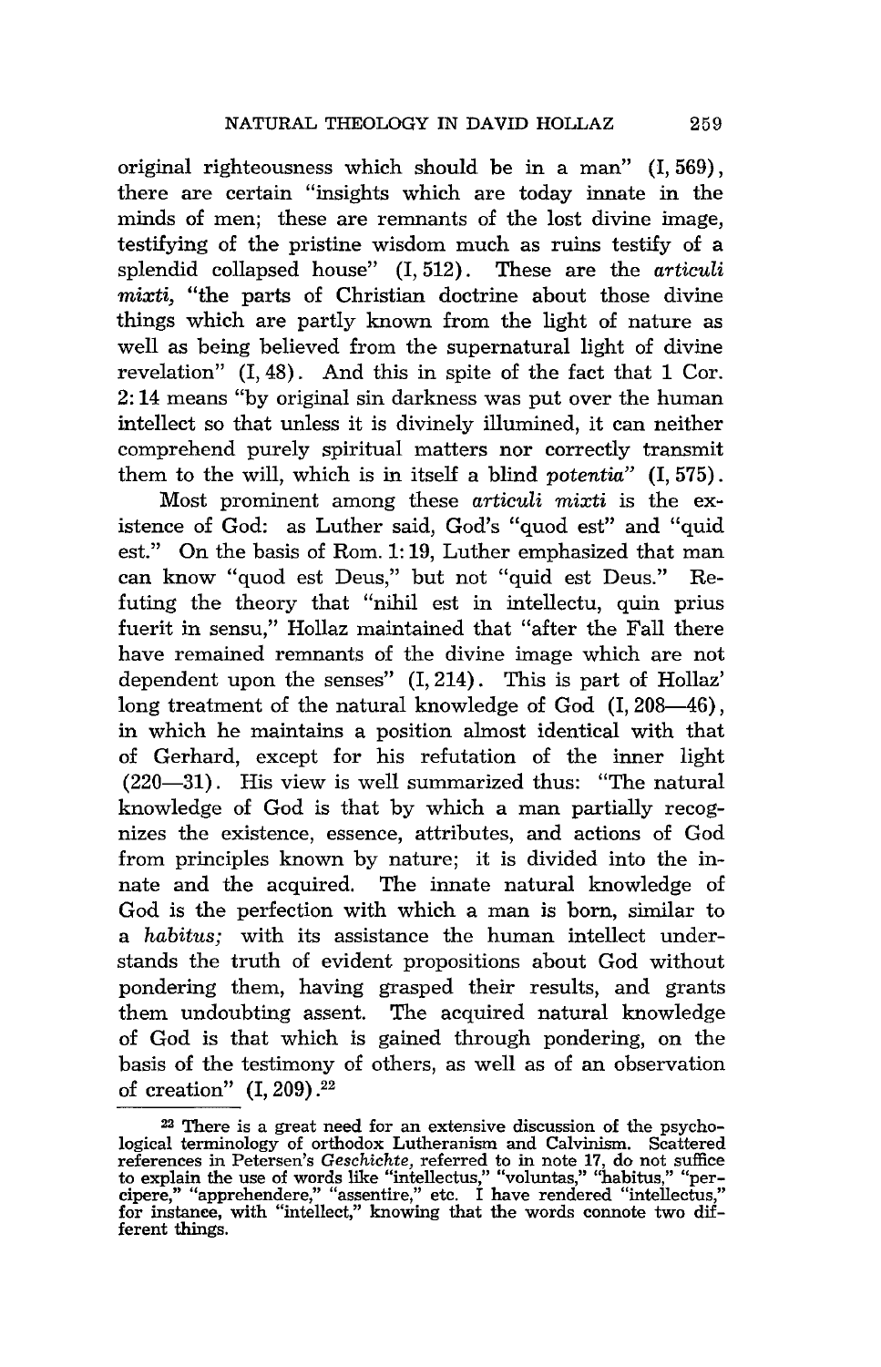original righteousness which should be in a man" (I, 569), there are certain "insights which are today innate in the minds of men; these are remnants of the lost divine image, testifying of the pristine wisdom much as ruins testify of a splendid collapsed house" (I, 512). These are the *articuli mixti*, "the parts of Christian doctrine about those divine things which are partly known from the light of nature as well as being believed from the supernatural light of divine revelation" (I, 48). And this in spite of the fact that 1 Cor. 2:14 means "by original sin darkness was put over the human intellect so that unless it is divinely illumined, it can neither comprehend purely spiritual matters nor correctly transmit them to the will, which is in itself a blind *potentia*" (I, 575).

Most prominent among these *articuli mixti* is the existence of God: as Luther said, God's "quod est" and "quid est." On the basis of Rom. 1:19, Luther emphasized that man can know "quod est Deus," but not "quid est Deus." Refuting the theory that "nihil est in intellectu, quin prius fuerit in sensu," Hollaz maintained that "after the Fall there have remained remnants of the divine image which are not dependent upon the senses" (I, 214). This is part of Hollaz' long treatment of the natural knowledge of God (I, 208—46), in which he maintains a position almost identical with that of Gerhard, except for his refutation of the inner light (220—31). His view is well summarized thus: "The natural knowledge of God is that by which a man partially recognizes the existence, essence, attributes, and actions of God from principles known by nature; it is divided into the innate and the acquired. The innate natural knowledge of God is the perfection with which a man is born, similar to a *habitus;* with its assistance the human intellect understands the truth of evident propositions about God without pondering them, having grasped their results, and grants them undoubting assent. The acquired natural knowledge of God is that which is gained through pondering, on the basis of the testimony of others, as well as of an observation of creation" (I, 209).[22]

[22] There is a great need for an extensive discussion of the psychological terminology of orthodox Lutheranism and Calvinism. Scattered references in Petersen's *Geschichte*, referred to in note 17, do not suffice to explain the use of words like "intellectus," "voluntas," "habitus," "percipere," "apprehendere," "assentire," etc. I have rendered "intellectus," for instance, with "intellect," knowing that the words connote two different things.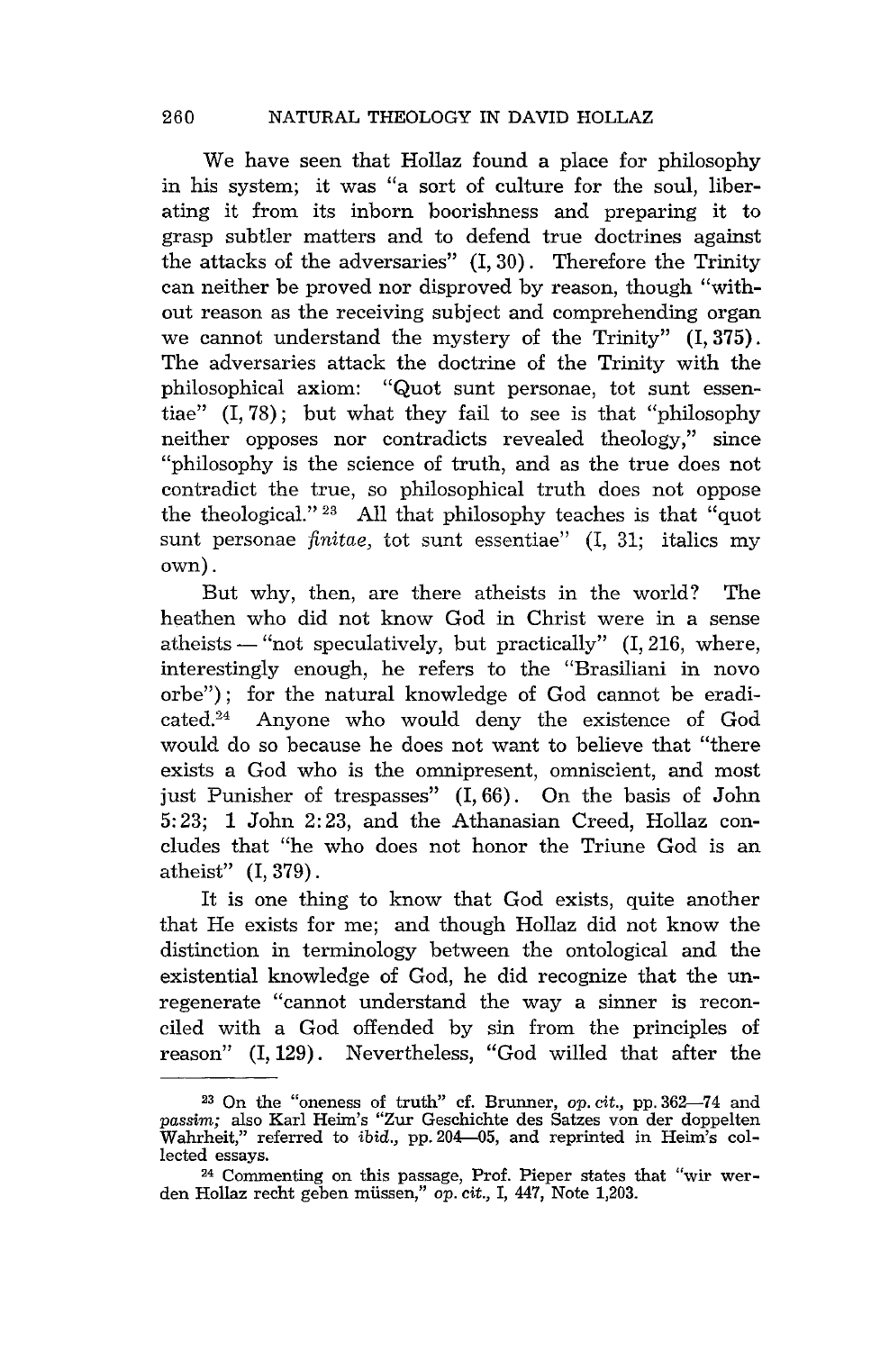We have seen that Hollaz found a place for philosophy in his system; it was "a sort of culture for the soul, liberating it from its inborn boorishness and preparing it to grasp subtler matters and to defend true doctrines against the attacks of the adversaries" (I, 30). Therefore the Trinity can neither be proved nor disproved by reason, though "without reason as the receiving subject and comprehending organ we cannot understand the mystery of the Trinity" (I, 375). The adversaries attack the doctrine of the Trinity with the philosophical axiom: "Quot sunt personae, tot sunt essentiae" (I, 78); but what they fail to see is that "philosophy neither opposes nor contradicts revealed theology," since "philosophy is the science of truth, and as the true does not contradict the true, so philosophical truth does not oppose the theological."[23] All that philosophy teaches is that "quot sunt personae *finitae*, tot sunt essentiae" (I, 31; italics my own).

But why, then, are there atheists in the world? The heathen who did not know God in Christ were in a sense atheists — "not speculatively, but practically" (I, 216, where, interestingly enough, he refers to the "Brasiliani in novo orbe"); for the natural knowledge of God cannot be eradicated.[24] Anyone who would deny the existence of God would do so because he does not want to believe that "there exists a God who is the omnipresent, omniscient, and most just Punisher of trespasses" (I, 66). On the basis of John 5:23; 1 John 2:23, and the Athanasian Creed, Hollaz concludes that "he who does not honor the Triune God is an atheist" (I, 379).

It is one thing to know that God exists, quite another that He exists for me; and though Hollaz did not know the distinction in terminology between the ontological and the existential knowledge of God, he did recognize that the unregenerate "cannot understand the way a sinner is reconciled with a God offended by sin from the principles of reason" (I, 129). Nevertheless, "God willed that after the

---

[23] On the "oneness of truth" cf. Brunner, *op. cit.*, pp. 362—74 and *passim;* also Karl Heim's "Zur Geschichte des Satzes von der doppelten Wahrheit," referred to *ibid.*, pp. 204—05, and reprinted in Heim's collected essays.

[24] Commenting on this passage, Prof. Pieper states that "wir werden Hollaz recht geben müssen," *op. cit.*, I, 447, Note 1,203.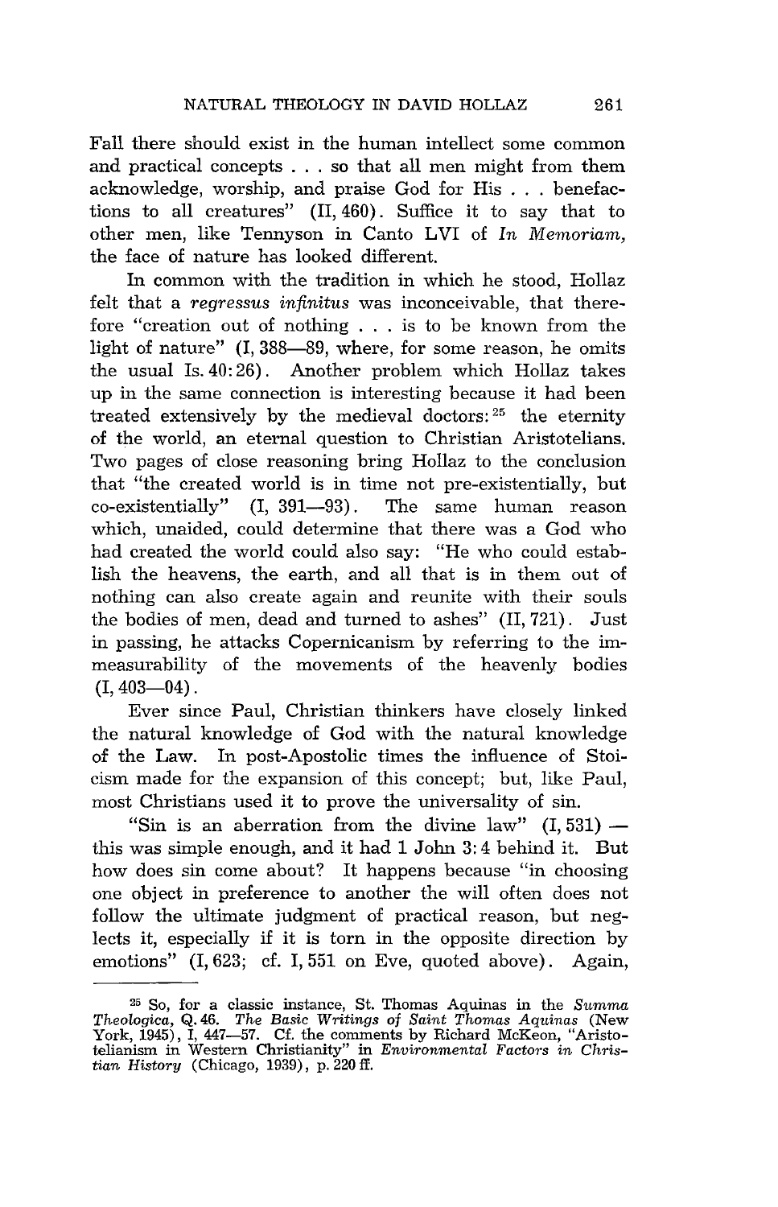Fall there should exist in the human intellect some common and practical concepts . . . so that all men might from them acknowledge, worship, and praise God for His . . . benefactions to all creatures" (II, 460). Suffice it to say that to other men, like Tennyson in Canto LVI of *In Memoriam,* the face of nature has looked different.

In common with the tradition in which he stood, Hollaz felt that a *regressus infinitus* was inconceivable, that therefore "creation out of nothing . . . is to be known from the light of nature" (I, 388—89, where, for some reason, he omits the usual Is. 40: 26). Another problem which Hollaz takes up in the same connection is interesting because it had been treated extensively by the medieval doctors:[25] the eternity of the world, an eternal question to Christian Aristotelians. Two pages of close reasoning bring Hollaz to the conclusion that "the created world is in time not pre-existentially, but co-existentially" (I, 391—93). The same human reason which, unaided, could determine that there was a God who had created the world could also say: "He who could establish the heavens, the earth, and all that is in them out of nothing can also create again and reunite with their souls the bodies of men, dead and turned to ashes" (II, 721). Just in passing, he attacks Copernicanism by referring to the immeasurability of the movements of the heavenly bodies (I, 403—04).

Ever since Paul, Christian thinkers have closely linked the natural knowledge of God with the natural knowledge of the Law. In post-Apostolic times the influence of Stoicism made for the expansion of this concept; but, like Paul, most Christians used it to prove the universality of sin.

"Sin is an aberration from the divine law" (I, 531) — this was simple enough, and it had 1 John 3: 4 behind it. But how does sin come about? It happens because "in choosing one object in preference to another the will often does not follow the ultimate judgment of practical reason, but neglects it, especially if it is torn in the opposite direction by emotions" (I, 623; cf. I, 551 on Eve, quoted above). Again,

---

[25] So, for a classic instance, St. Thomas Aquinas in the *Summa Theologica,* Q. 46. *The Basic Writings of Saint Thomas Aquinas* (New York, 1945), I, 447—57. Cf. the comments by Richard McKeon, "Aristotelianism in Western Christianity" in *Environmental Factors in Christian History* (Chicago, 1939), p. 220 ff.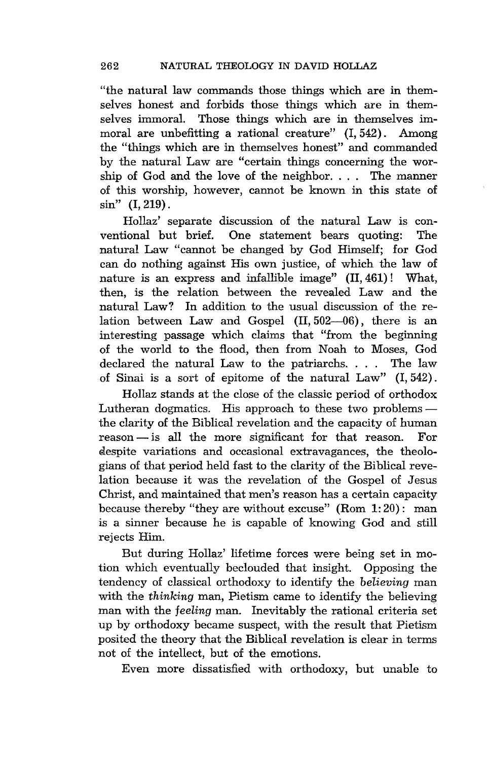"the natural law commands those things which are in themselves honest and forbids those things which are in themselves immoral. Those things which are in themselves immoral are unbefitting a rational creature" (I, 542). Among the "things which are in themselves honest" and commanded by the natural Law are "certain things concerning the worship of God and the love of the neighbor. . . . The manner of this worship, however, cannot be known in this state of sin" (I, 219).

Hollaz' separate discussion of the natural Law is conventional but brief. One statement bears quoting: The natural Law "cannot be changed by God Himself; for God can do nothing against His own justice, of which the law of nature is an express and infallible image" (II, 461)! What, then, is the relation between the revealed Law and the natural Law? In addition to the usual discussion of the relation between Law and Gospel (II, 502—06), there is an interesting passage which claims that "from the beginning of the world to the flood, then from Noah to Moses, God declared the natural Law to the patriarchs. . . . The law of Sinai is a sort of epitome of the natural Law" (I, 542).

Hollaz stands at the close of the classic period of orthodox Lutheran dogmatics. His approach to these two problems — the clarity of the Biblical revelation and the capacity of human reason — is all the more significant for that reason. For despite variations and occasional extravagances, the theologians of that period held fast to the clarity of the Biblical revelation because it was the revelation of the Gospel of Jesus Christ, and maintained that men's reason has a certain capacity because thereby "they are without excuse" (Rom 1:20): man is a sinner because he is capable of knowing God and still rejects Him.

But during Hollaz' lifetime forces were being set in motion which eventually beclouded that insight. Opposing the tendency of classical orthodoxy to identify the *believing* man with the *thinking* man, Pietism came to identify the believing man with the *feeling* man. Inevitably the rational criteria set up by orthodoxy became suspect, with the result that Pietism posited the theory that the Biblical revelation is clear in terms not of the intellect, but of the emotions.

Even more dissatisfied with orthodoxy, but unable to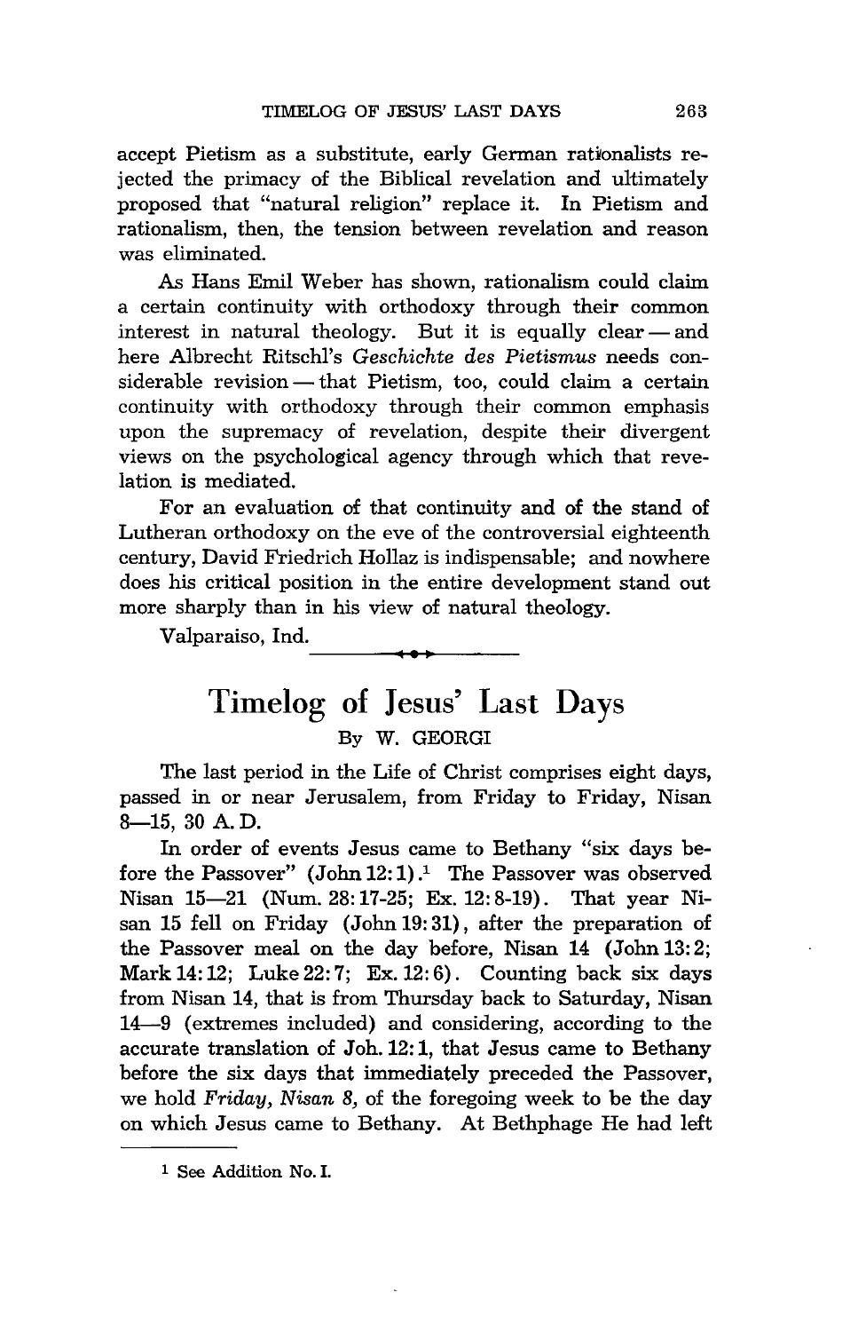accept Pietism as a substitute, early German rationalists rejected the primacy of the Biblical revelation and ultimately proposed that "natural religion" replace it. In Pietism and rationalism, then, the tension between revelation and reason was eliminated.

As Hans Emil Weber has shown, rationalism could claim a certain continuity with orthodoxy through their common interest in natural theology. But it is equally clear — and here Albrecht Ritschl's *Geschichte des Pietismus* needs considerable revision — that Pietism, too, could claim a certain continuity with orthodoxy through their common emphasis upon the supremacy of revelation, despite their divergent views on the psychological agency through which that revelation is mediated.

For an evaluation of that continuity and of the stand of Lutheran orthodoxy on the eve of the controversial eighteenth century, David Friedrich Hollaz is indispensable; and nowhere does his critical position in the entire development stand out more sharply than in his view of natural theology.

Valparaiso, Ind.

# Timelog of Jesus' Last Days

By W. GEORGI

The last period in the Life of Christ comprises eight days, passed in or near Jerusalem, from Friday to Friday, Nisan 8—15, 30 A. D.

In order of events Jesus came to Bethany "six days before the Passover" (John 12:1).[1] The Passover was observed Nisan 15—21 (Num. 28:17-25; Ex. 12:8-19). That year Nisan 15 fell on Friday (John 19:31), after the preparation of the Passover meal on the day before, Nisan 14 (John 13:2; Mark 14:12; Luke 22:7; Ex. 12:6). Counting back six days from Nisan 14, that is from Thursday back to Saturday, Nisan 14—9 (extremes included) and considering, according to the accurate translation of Joh. 12:1, that Jesus came to Bethany before the six days that immediately preceded the Passover, we hold *Friday, Nisan 8*, of the foregoing week to be the day on which Jesus came to Bethany. At Bethphage He had left

[1] See Addition No. I.